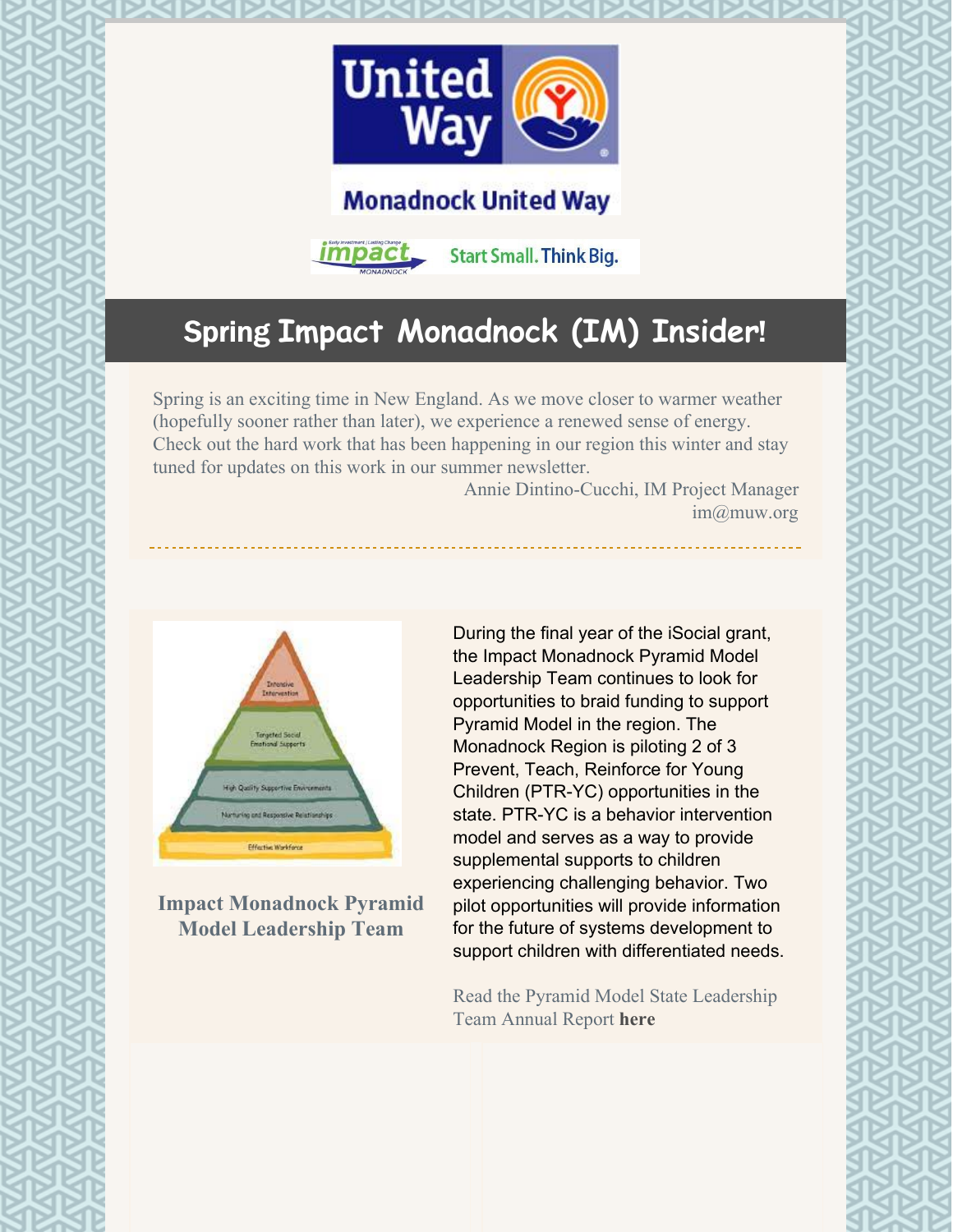Monadnock United Way

Start Small. Think Big.

## Spring Impact Monadnock (IM) Insider!

Spring is an exciting time in New England. As we move closer to warmer weather (hopefully sooner rather than later), we experience a renewed sense of energy. Check out the hard work that has been happening in our region this winter and stay tuned for updates on this work in our summer newsletter.

Annie Dintino-Cucchi, IM Project Manager
im@muw.org

---

**Impact Monadnock Pyramid Model Leadership Team**

During the final year of the iSocial grant, the Impact Monadnock Pyramid Model Leadership Team continues to look for opportunities to braid funding to support Pyramid Model in the region. The Monadnock Region is piloting 2 of 3 Prevent, Teach, Reinforce for Young Children (PTR-YC) opportunities in the state. PTR-YC is a behavior intervention model and serves as a way to provide supplemental supports to children experiencing challenging behavior. Two pilot opportunities will provide information for the future of systems development to support children with differentiated needs.

Read the Pyramid Model State Leadership Team Annual Report **here**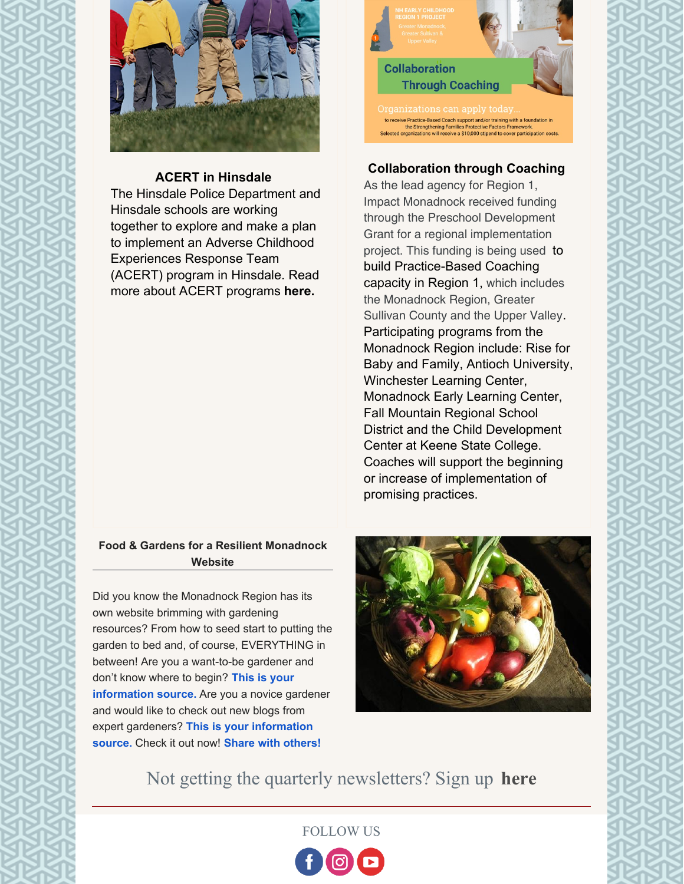### ACERT in Hinsdale

The Hinsdale Police Department and Hinsdale schools are working together to explore and make a plan to implement an Adverse Childhood Experiences Response Team (ACERT) program in Hinsdale. Read more about ACERT programs **here.**

### Collaboration through Coaching

As the lead agency for Region 1, Impact Monadnock received funding through the Preschool Development Grant for a regional implementation project. This funding is being used to build Practice-Based Coaching capacity in Region 1, which includes the Monadnock Region, Greater Sullivan County and the Upper Valley. Participating programs from the Monadnock Region include: Rise for Baby and Family, Antioch University, Winchester Learning Center, Monadnock Early Learning Center, Fall Mountain Regional School District and the Child Development Center at Keene State College. Coaches will support the beginning or increase of implementation of promising practices.

### Food & Gardens for a Resilient Monadnock Website

Did you know the Monadnock Region has its own website brimming with gardening resources? From how to seed start to putting the garden to bed and, of course, EVERYTHING in between! Are you a want-to-be gardener and don't know where to begin? **This is your information source.** Are you a novice gardener and would like to check out new blogs from expert gardeners? **This is your information source.** Check it out now! **Share with others!**

Not getting the quarterly newsletters? Sign up **here**

FOLLOW US